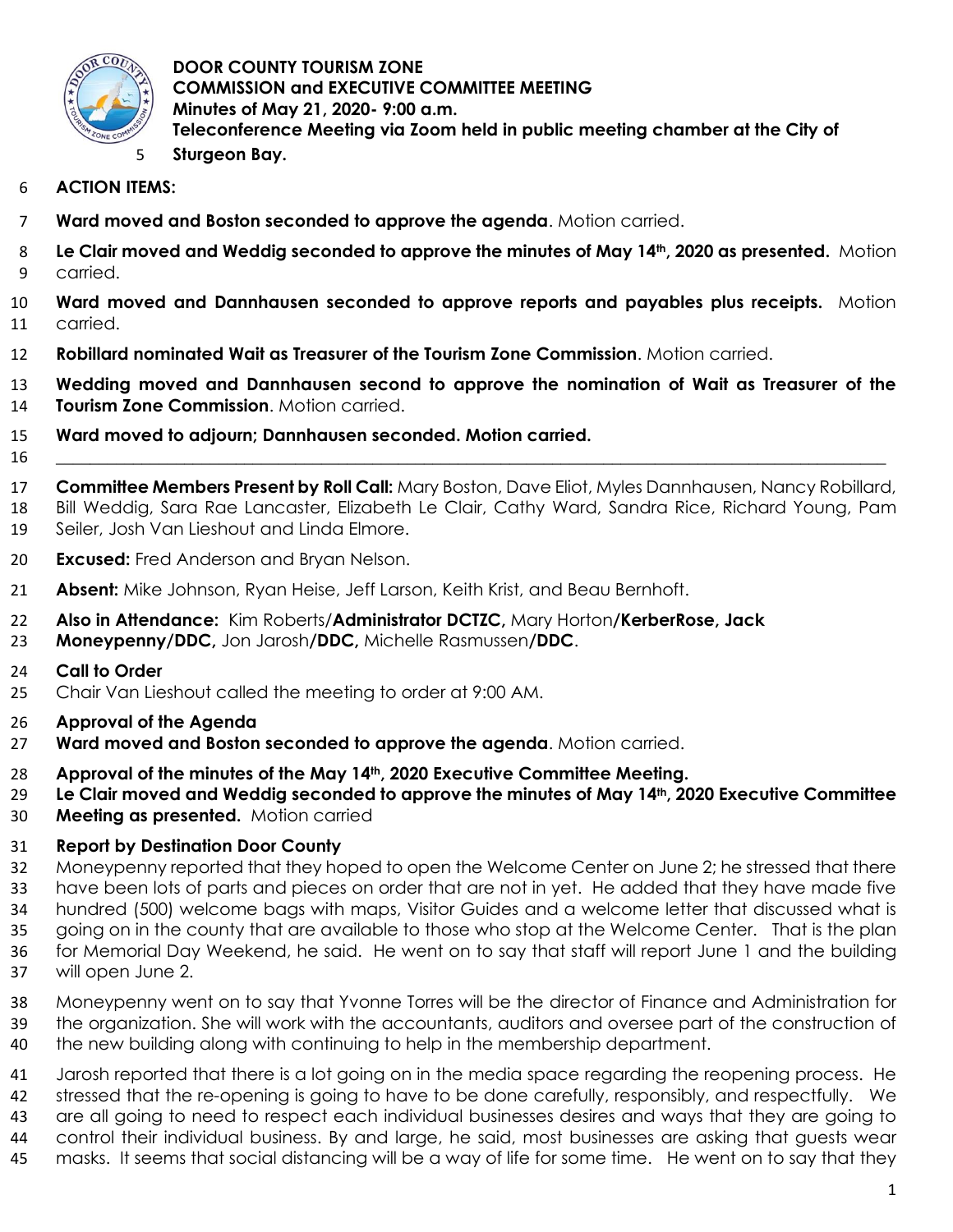**DOOR COUNTY TOURISM ZONE**
**COMMISSION and EXECUTIVE COMMITTEE MEETING**
**Minutes of May 21, 2020- 9:00 a.m.**
**Teleconference Meeting via Zoom held in public meeting chamber at the City of Sturgeon Bay.**

**ACTION ITEMS:**

**Ward moved and Boston seconded to approve the agenda**. Motion carried.

**Le Clair moved and Weddig seconded to approve the minutes of May 14th, 2020 as presented.** Motion carried.

**Ward moved and Dannhausen seconded to approve reports and payables plus receipts.** Motion carried.

**Robillard nominated Wait as Treasurer of the Tourism Zone Commission**. Motion carried.

**Wedding moved and Dannhausen second to approve the nomination of Wait as Treasurer of the Tourism Zone Commission**. Motion carried.

**Ward moved to adjourn; Dannhausen seconded. Motion carried.**

---

**Committee Members Present by Roll Call:** Mary Boston, Dave Eliot, Myles Dannhausen, Nancy Robillard, Bill Weddig, Sara Rae Lancaster, Elizabeth Le Clair, Cathy Ward, Sandra Rice, Richard Young, Pam Seiler, Josh Van Lieshout and Linda Elmore.

**Excused:** Fred Anderson and Bryan Nelson.

**Absent:** Mike Johnson, Ryan Heise, Jeff Larson, Keith Krist, and Beau Bernhoft.

**Also in Attendance:** Kim Roberts/**Administrator DCTZC,** Mary Horton/**KerberRose, Jack Moneypenny/DDC,** Jon Jarosh/**DDC,** Michelle Rasmussen/**DDC**.

**Call to Order**
Chair Van Lieshout called the meeting to order at 9:00 AM.

**Approval of the Agenda**
**Ward moved and Boston seconded to approve the agenda**. Motion carried.

**Approval of the minutes of the May 14th, 2020 Executive Committee Meeting.**
**Le Clair moved and Weddig seconded to approve the minutes of May 14th, 2020 Executive Committee Meeting as presented.** Motion carried

**Report by Destination Door County**
Moneypenny reported that they hoped to open the Welcome Center on June 2; he stressed that there have been lots of parts and pieces on order that are not in yet. He added that they have made five hundred (500) welcome bags with maps, Visitor Guides and a welcome letter that discussed what is going on in the county that are available to those who stop at the Welcome Center. That is the plan for Memorial Day Weekend, he said. He went on to say that staff will report June 1 and the building will open June 2.

Moneypenny went on to say that Yvonne Torres will be the director of Finance and Administration for the organization. She will work with the accountants, auditors and oversee part of the construction of the new building along with continuing to help in the membership department.

Jarosh reported that there is a lot going on in the media space regarding the reopening process. He stressed that the re-opening is going to have to be done carefully, responsibly, and respectfully. We are all going to need to respect each individual businesses desires and ways that they are going to control their individual business. By and large, he said, most businesses are asking that guests wear masks. It seems that social distancing will be a way of life for some time. He went on to say that they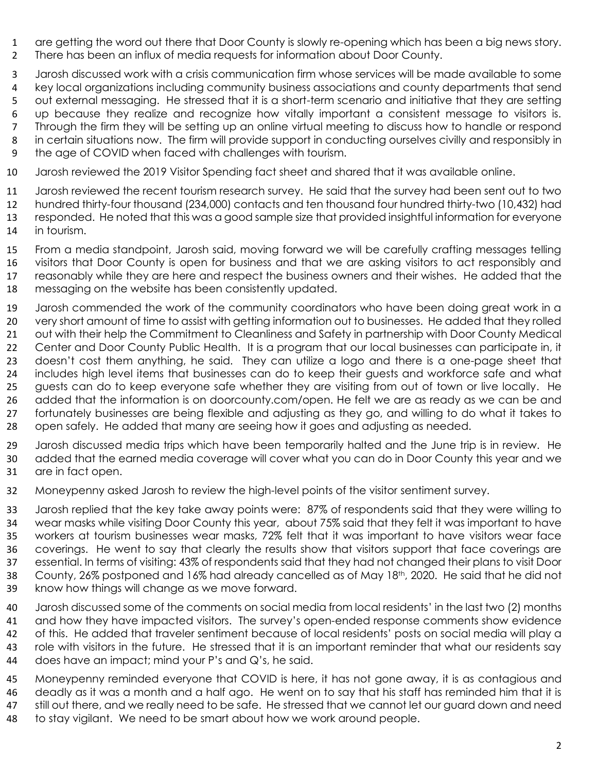are getting the word out there that Door County is slowly re-opening which has been a big news story. There has been an influx of media requests for information about Door County.

Jarosh discussed work with a crisis communication firm whose services will be made available to some key local organizations including community business associations and county departments that send out external messaging. He stressed that it is a short-term scenario and initiative that they are setting up because they realize and recognize how vitally important a consistent message to visitors is. Through the firm they will be setting up an online virtual meeting to discuss how to handle or respond in certain situations now. The firm will provide support in conducting ourselves civilly and responsibly in the age of COVID when faced with challenges with tourism.

Jarosh reviewed the 2019 Visitor Spending fact sheet and shared that it was available online.

Jarosh reviewed the recent tourism research survey. He said that the survey had been sent out to two hundred thirty-four thousand (234,000) contacts and ten thousand four hundred thirty-two (10,432) had responded. He noted that this was a good sample size that provided insightful information for everyone in tourism.

From a media standpoint, Jarosh said, moving forward we will be carefully crafting messages telling visitors that Door County is open for business and that we are asking visitors to act responsibly and reasonably while they are here and respect the business owners and their wishes. He added that the messaging on the website has been consistently updated.

Jarosh commended the work of the community coordinators who have been doing great work in a very short amount of time to assist with getting information out to businesses. He added that they rolled out with their help the Commitment to Cleanliness and Safety in partnership with Door County Medical Center and Door County Public Health. It is a program that our local businesses can participate in, it doesn't cost them anything, he said. They can utilize a logo and there is a one-page sheet that includes high level items that businesses can do to keep their guests and workforce safe and what guests can do to keep everyone safe whether they are visiting from out of town or live locally. He added that the information is on doorcounty.com/open. He felt we are as ready as we can be and fortunately businesses are being flexible and adjusting as they go, and willing to do what it takes to open safely. He added that many are seeing how it goes and adjusting as needed.

Jarosh discussed media trips which have been temporarily halted and the June trip is in review. He added that the earned media coverage will cover what you can do in Door County this year and we are in fact open.

Moneypenny asked Jarosh to review the high-level points of the visitor sentiment survey.

Jarosh replied that the key take away points were: 87% of respondents said that they were willing to wear masks while visiting Door County this year, about 75% said that they felt it was important to have workers at tourism businesses wear masks, 72% felt that it was important to have visitors wear face coverings. He went to say that clearly the results show that visitors support that face coverings are essential. In terms of visiting: 43% of respondents said that they had not changed their plans to visit Door County, 26% postponed and 16% had already cancelled as of May 18th, 2020. He said that he did not know how things will change as we move forward.

Jarosh discussed some of the comments on social media from local residents' in the last two (2) months and how they have impacted visitors. The survey's open-ended response comments show evidence of this. He added that traveler sentiment because of local residents' posts on social media will play a role with visitors in the future. He stressed that it is an important reminder that what our residents say does have an impact; mind your P's and Q's, he said.

Moneypenny reminded everyone that COVID is here, it has not gone away, it is as contagious and deadly as it was a month and a half ago. He went on to say that his staff has reminded him that it is still out there, and we really need to be safe. He stressed that we cannot let our guard down and need to stay vigilant. We need to be smart about how we work around people.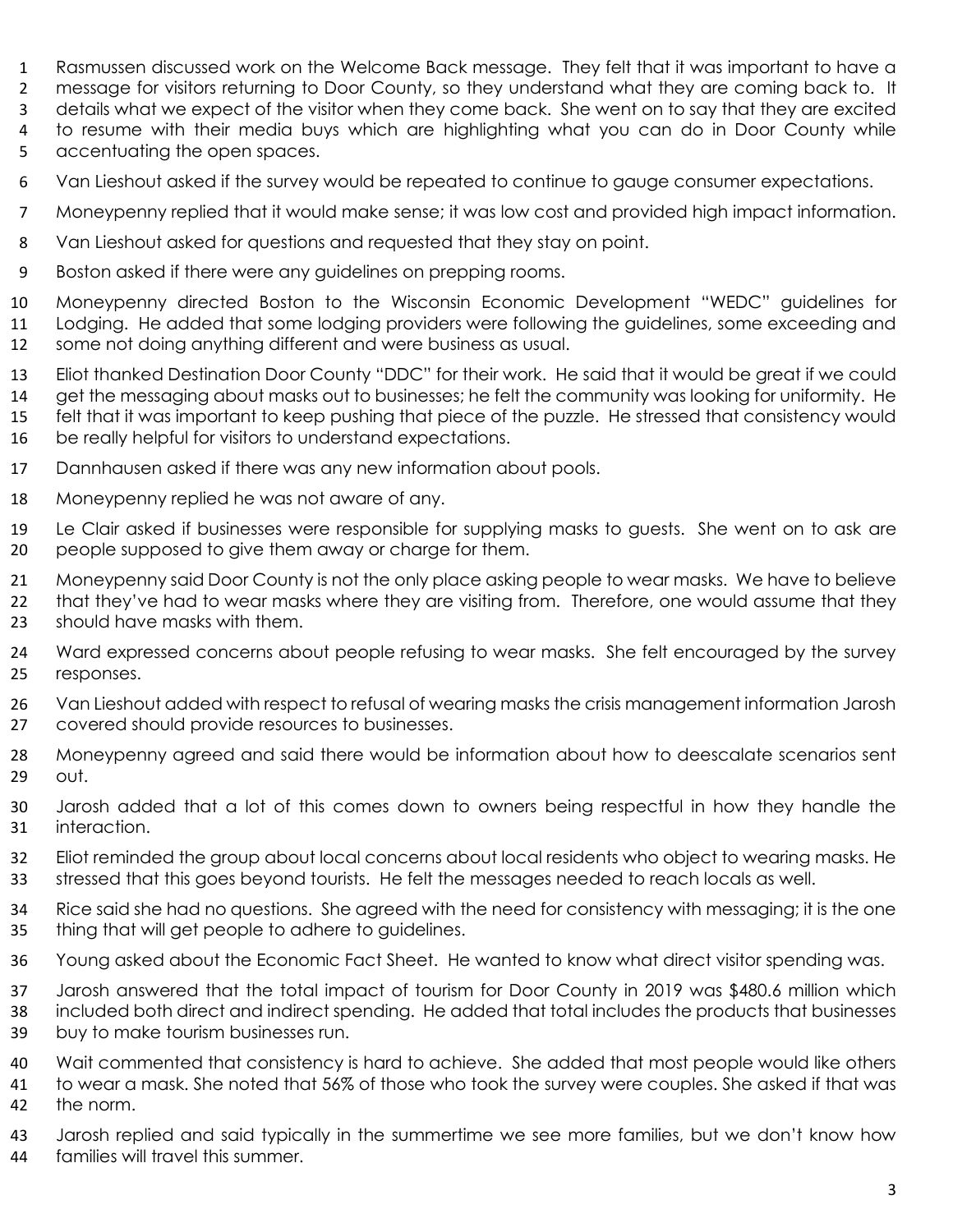Rasmussen discussed work on the Welcome Back message. They felt that it was important to have a message for visitors returning to Door County, so they understand what they are coming back to. It details what we expect of the visitor when they come back. She went on to say that they are excited to resume with their media buys which are highlighting what you can do in Door County while accentuating the open spaces.

Van Lieshout asked if the survey would be repeated to continue to gauge consumer expectations.

Moneypenny replied that it would make sense; it was low cost and provided high impact information.

Van Lieshout asked for questions and requested that they stay on point.

Boston asked if there were any guidelines on prepping rooms.

Moneypenny directed Boston to the Wisconsin Economic Development "WEDC" guidelines for Lodging. He added that some lodging providers were following the guidelines, some exceeding and some not doing anything different and were business as usual.

Eliot thanked Destination Door County "DDC" for their work. He said that it would be great if we could get the messaging about masks out to businesses; he felt the community was looking for uniformity. He felt that it was important to keep pushing that piece of the puzzle. He stressed that consistency would be really helpful for visitors to understand expectations.

Dannhausen asked if there was any new information about pools.

Moneypenny replied he was not aware of any.

Le Clair asked if businesses were responsible for supplying masks to guests. She went on to ask are people supposed to give them away or charge for them.

Moneypenny said Door County is not the only place asking people to wear masks. We have to believe that they've had to wear masks where they are visiting from. Therefore, one would assume that they should have masks with them.

Ward expressed concerns about people refusing to wear masks. She felt encouraged by the survey responses.

Van Lieshout added with respect to refusal of wearing masks the crisis management information Jarosh covered should provide resources to businesses.

Moneypenny agreed and said there would be information about how to deescalate scenarios sent out.

Jarosh added that a lot of this comes down to owners being respectful in how they handle the interaction.

Eliot reminded the group about local concerns about local residents who object to wearing masks. He stressed that this goes beyond tourists. He felt the messages needed to reach locals as well.

Rice said she had no questions. She agreed with the need for consistency with messaging; it is the one thing that will get people to adhere to guidelines.

Young asked about the Economic Fact Sheet. He wanted to know what direct visitor spending was.

Jarosh answered that the total impact of tourism for Door County in 2019 was $480.6 million which included both direct and indirect spending. He added that total includes the products that businesses buy to make tourism businesses run.

Wait commented that consistency is hard to achieve. She added that most people would like others to wear a mask. She noted that 56% of those who took the survey were couples. She asked if that was the norm.

Jarosh replied and said typically in the summertime we see more families, but we don't know how families will travel this summer.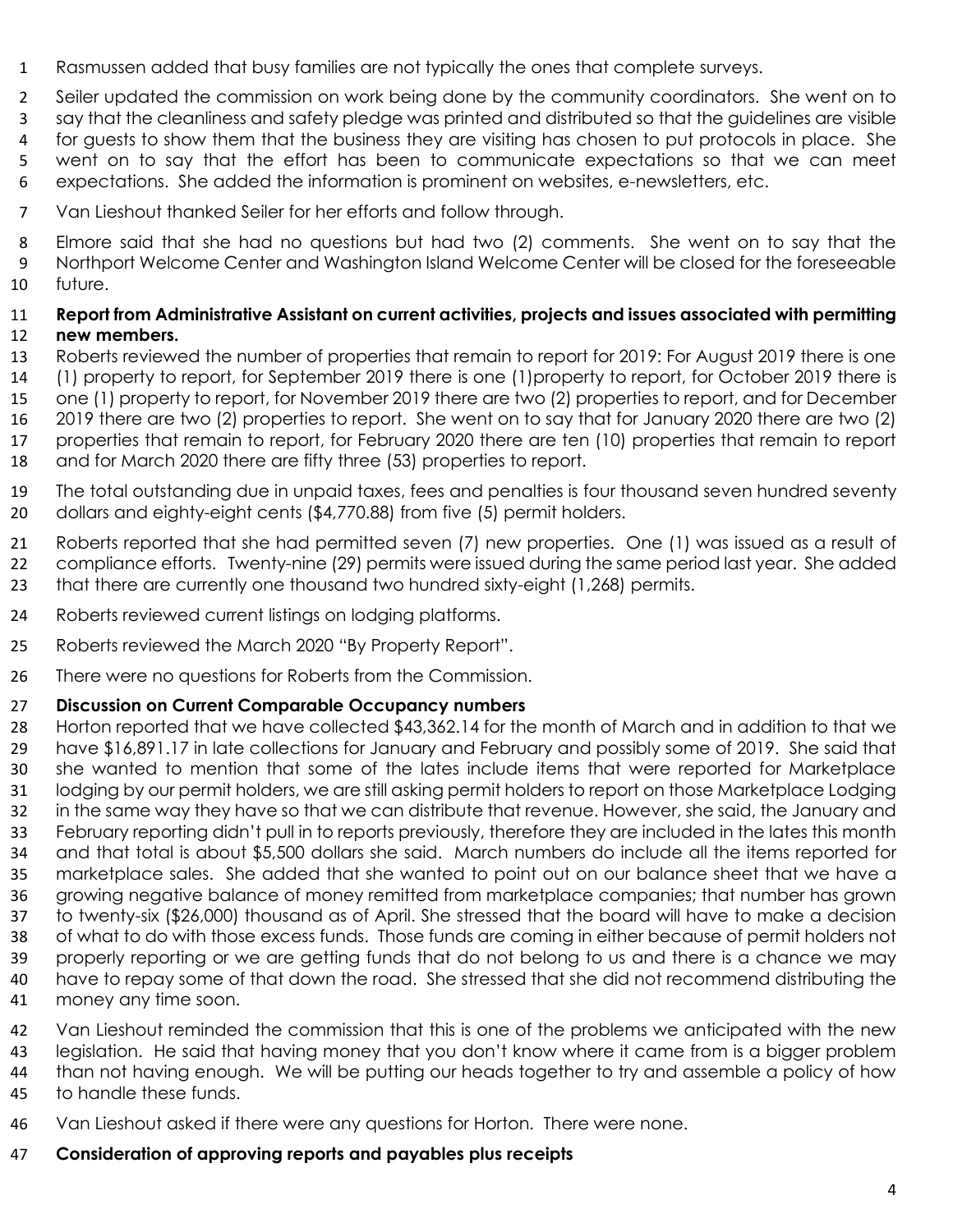Rasmussen added that busy families are not typically the ones that complete surveys.

Seiler updated the commission on work being done by the community coordinators. She went on to say that the cleanliness and safety pledge was printed and distributed so that the guidelines are visible for guests to show them that the business they are visiting has chosen to put protocols in place. She went on to say that the effort has been to communicate expectations so that we can meet expectations. She added the information is prominent on websites, e-newsletters, etc.

Van Lieshout thanked Seiler for her efforts and follow through.

Elmore said that she had no questions but had two (2) comments. She went on to say that the Northport Welcome Center and Washington Island Welcome Center will be closed for the foreseeable future.

**Report from Administrative Assistant on current activities, projects and issues associated with permitting new members.**

Roberts reviewed the number of properties that remain to report for 2019: For August 2019 there is one (1) property to report, for September 2019 there is one (1)property to report, for October 2019 there is one (1) property to report, for November 2019 there are two (2) properties to report, and for December 2019 there are two (2) properties to report. She went on to say that for January 2020 there are two (2) properties that remain to report, for February 2020 there are ten (10) properties that remain to report and for March 2020 there are fifty three (53) properties to report.

The total outstanding due in unpaid taxes, fees and penalties is four thousand seven hundred seventy dollars and eighty-eight cents ($4,770.88) from five (5) permit holders.

Roberts reported that she had permitted seven (7) new properties. One (1) was issued as a result of compliance efforts. Twenty-nine (29) permits were issued during the same period last year. She added that there are currently one thousand two hundred sixty-eight (1,268) permits.

Roberts reviewed current listings on lodging platforms.

Roberts reviewed the March 2020 "By Property Report".

There were no questions for Roberts from the Commission.

**Discussion on Current Comparable Occupancy numbers**

Horton reported that we have collected $43,362.14 for the month of March and in addition to that we have $16,891.17 in late collections for January and February and possibly some of 2019. She said that she wanted to mention that some of the lates include items that were reported for Marketplace lodging by our permit holders, we are still asking permit holders to report on those Marketplace Lodging in the same way they have so that we can distribute that revenue. However, she said, the January and February reporting didn't pull in to reports previously, therefore they are included in the lates this month and that total is about $5,500 dollars she said. March numbers do include all the items reported for marketplace sales. She added that she wanted to point out on our balance sheet that we have a growing negative balance of money remitted from marketplace companies; that number has grown to twenty-six ($26,000) thousand as of April. She stressed that the board will have to make a decision of what to do with those excess funds. Those funds are coming in either because of permit holders not properly reporting or we are getting funds that do not belong to us and there is a chance we may have to repay some of that down the road. She stressed that she did not recommend distributing the money any time soon.

Van Lieshout reminded the commission that this is one of the problems we anticipated with the new legislation. He said that having money that you don't know where it came from is a bigger problem than not having enough. We will be putting our heads together to try and assemble a policy of how to handle these funds.

Van Lieshout asked if there were any questions for Horton. There were none.

**Consideration of approving reports and payables plus receipts**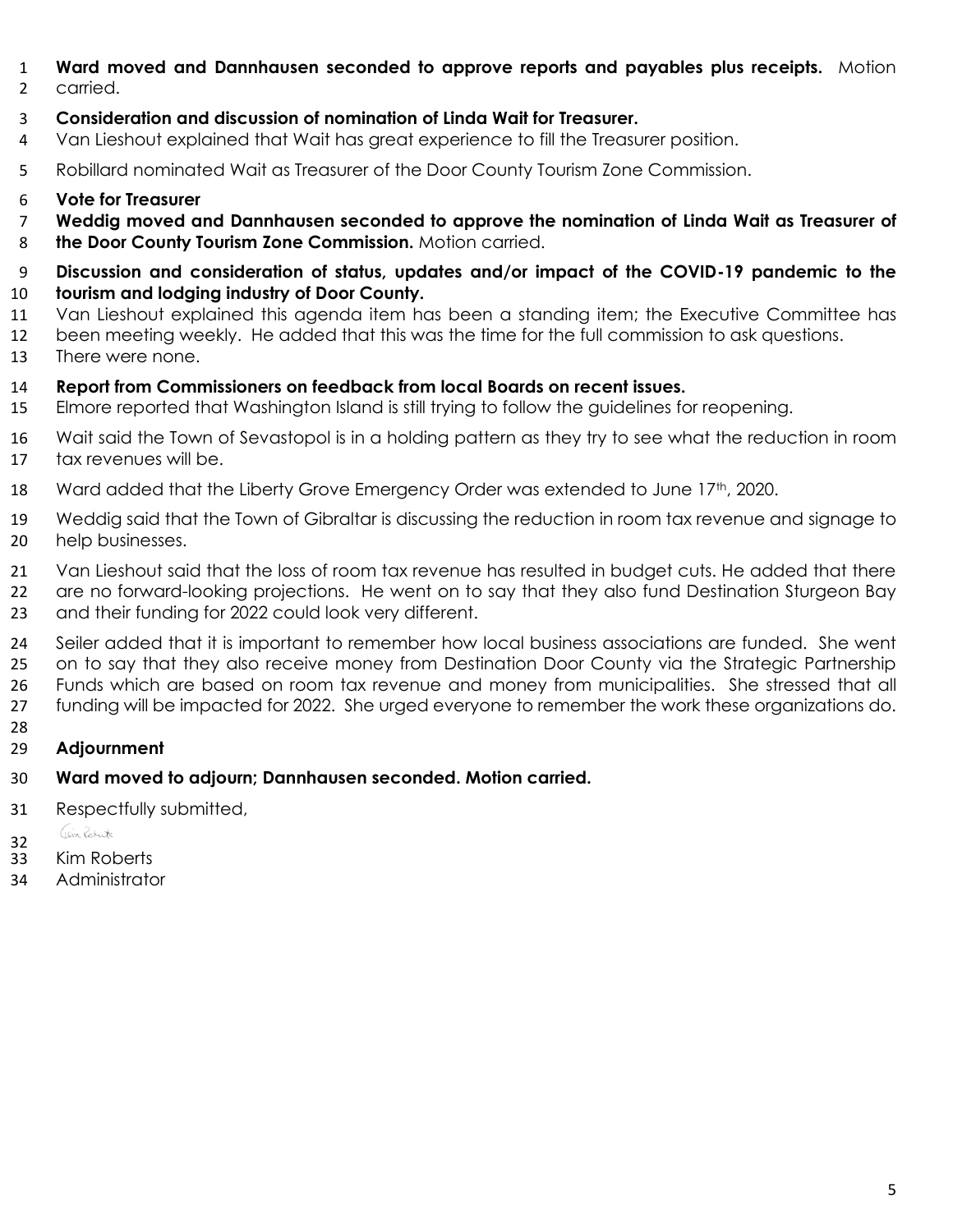**Ward moved and Dannhausen seconded to approve reports and payables plus receipts.** Motion carried.

**Consideration and discussion of nomination of Linda Wait for Treasurer.**

Van Lieshout explained that Wait has great experience to fill the Treasurer position.

Robillard nominated Wait as Treasurer of the Door County Tourism Zone Commission.

**Vote for Treasurer**

**Weddig moved and Dannhausen seconded to approve the nomination of Linda Wait as Treasurer of the Door County Tourism Zone Commission.** Motion carried.

**Discussion and consideration of status, updates and/or impact of the COVID-19 pandemic to the tourism and lodging industry of Door County.**

Van Lieshout explained this agenda item has been a standing item; the Executive Committee has been meeting weekly. He added that this was the time for the full commission to ask questions. There were none.

**Report from Commissioners on feedback from local Boards on recent issues.**

Elmore reported that Washington Island is still trying to follow the guidelines for reopening.

Wait said the Town of Sevastopol is in a holding pattern as they try to see what the reduction in room tax revenues will be.

Ward added that the Liberty Grove Emergency Order was extended to June 17th, 2020.

Weddig said that the Town of Gibraltar is discussing the reduction in room tax revenue and signage to help businesses.

Van Lieshout said that the loss of room tax revenue has resulted in budget cuts. He added that there are no forward-looking projections. He went on to say that they also fund Destination Sturgeon Bay and their funding for 2022 could look very different.

Seiler added that it is important to remember how local business associations are funded. She went on to say that they also receive money from Destination Door County via the Strategic Partnership Funds which are based on room tax revenue and money from municipalities. She stressed that all funding will be impacted for 2022. She urged everyone to remember the work these organizations do.

**Adjournment**

**Ward moved to adjourn; Dannhausen seconded. Motion carried.**

Respectfully submitted,

Kim Roberts

Administrator